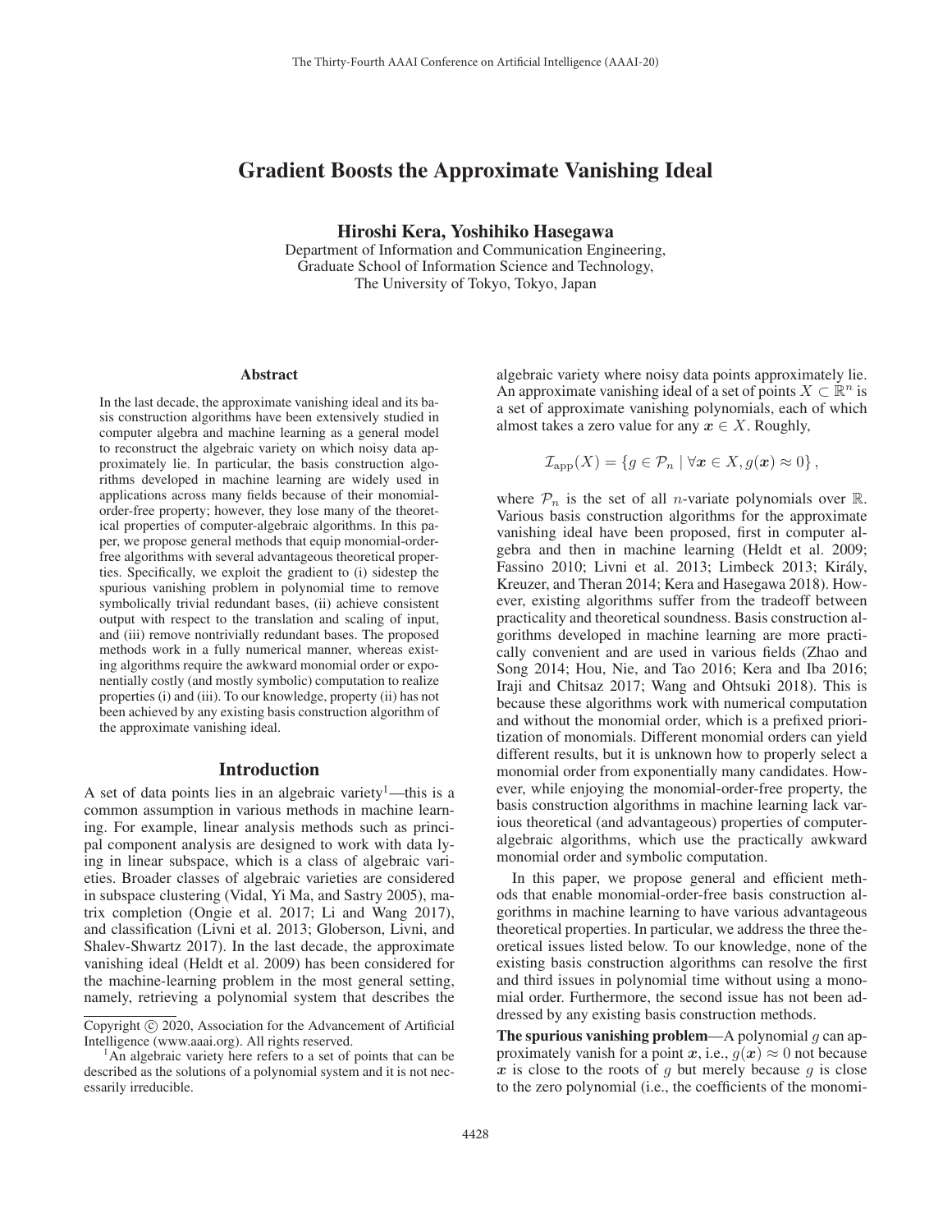# Gradient Boosts the Approximate Vanishing Ideal

**Hiroshi Kera, Yoshihiko Hasegawa**

Department of Information and Communication Engineering,
Graduate School of Information Science and Technology,
The University of Tokyo, Tokyo, Japan

## Abstract

In the last decade, the approximate vanishing ideal and its basis construction algorithms have been extensively studied in computer algebra and machine learning as a general model to reconstruct the algebraic variety on which noisy data approximately lie. In particular, the basis construction algorithms developed in machine learning are widely used in applications across many fields because of their monomial-order-free property; however, they lose many of the theoretical properties of computer-algebraic algorithms. In this paper, we propose general methods that equip monomial-order-free algorithms with several advantageous theoretical properties. Specifically, we exploit the gradient to (i) sidestep the spurious vanishing problem in polynomial time to remove symbolically trivial redundant bases, (ii) achieve consistent output with respect to the translation and scaling of input, and (iii) remove nontrivially redundant bases. The proposed methods work in a fully numerical manner, whereas existing algorithms require the awkward monomial order or exponentially costly (and mostly symbolic) computation to realize properties (i) and (iii). To our knowledge, property (ii) has not been achieved by any existing basis construction algorithm of the approximate vanishing ideal.

## Introduction

A set of data points lies in an algebraic variety[1]—this is a common assumption in various methods in machine learning. For example, linear analysis methods such as principal component analysis are designed to work with data lying in linear subspace, which is a class of algebraic varieties. Broader classes of algebraic varieties are considered in subspace clustering (Vidal, Yi Ma, and Sastry 2005), matrix completion (Ongie et al. 2017; Li and Wang 2017), and classification (Livni et al. 2013; Globerson, Livni, and Shalev-Shwartz 2017). In the last decade, the approximate vanishing ideal (Heldt et al. 2009) has been considered for the machine-learning problem in the most general setting, namely, retrieving a polynomial system that describes the algebraic variety where noisy data points approximately lie. An approximate vanishing ideal of a set of points $X \subset \mathbb{R}^n$ is a set of approximate vanishing polynomials, each of which almost takes a zero value for any $\boldsymbol{x} \in X$. Roughly,

$$\mathcal{I}_{\mathrm{app}}(X) = \{g \in \mathcal{P}_n \mid \forall \boldsymbol{x} \in X, g(\boldsymbol{x}) \approx 0\},$$

where $\mathcal{P}_n$ is the set of all $n$-variate polynomials over $\mathbb{R}$. Various basis construction algorithms for the approximate vanishing ideal have been proposed, first in computer algebra and then in machine learning (Heldt et al. 2009; Fassino 2010; Livni et al. 2013; Limbeck 2013; Király, Kreuzer, and Theran 2014; Kera and Hasegawa 2018). However, existing algorithms suffer from the tradeoff between practicality and theoretical soundness. Basis construction algorithms developed in machine learning are more practically convenient and are used in various fields (Zhao and Song 2014; Hou, Nie, and Tao 2016; Kera and Iba 2016; Iraji and Chitsaz 2017; Wang and Ohtsuki 2018). This is because these algorithms work with numerical computation and without the monomial order, which is a prefixed prioritization of monomials. Different monomial orders can yield different results, but it is unknown how to properly select a monomial order from exponentially many candidates. However, while enjoying the monomial-order-free property, the basis construction algorithms in machine learning lack various theoretical (and advantageous) properties of computer-algebraic algorithms, which use the practically awkward monomial order and symbolic computation.

In this paper, we propose general and efficient methods that enable monomial-order-free basis construction algorithms in machine learning to have various advantageous theoretical properties. In particular, we address the three theoretical issues listed below. To our knowledge, none of the existing basis construction algorithms can resolve the first and third issues in polynomial time without using a monomial order. Furthermore, the second issue has not been addressed by any existing basis construction methods.

**The spurious vanishing problem**—A polynomial $g$ can approximately vanish for a point $\boldsymbol{x}$, i.e., $g(\boldsymbol{x}) \approx 0$ not because $\boldsymbol{x}$ is close to the roots of $g$ but merely because $g$ is close to the zero polynomial (i.e., the coefficients of the monomi-

---

Copyright © 2020, Association for the Advancement of Artificial Intelligence (www.aaai.org). All rights reserved.

[1] An algebraic variety here refers to a set of points that can be described as the solutions of a polynomial system and it is not necessarily irreducible.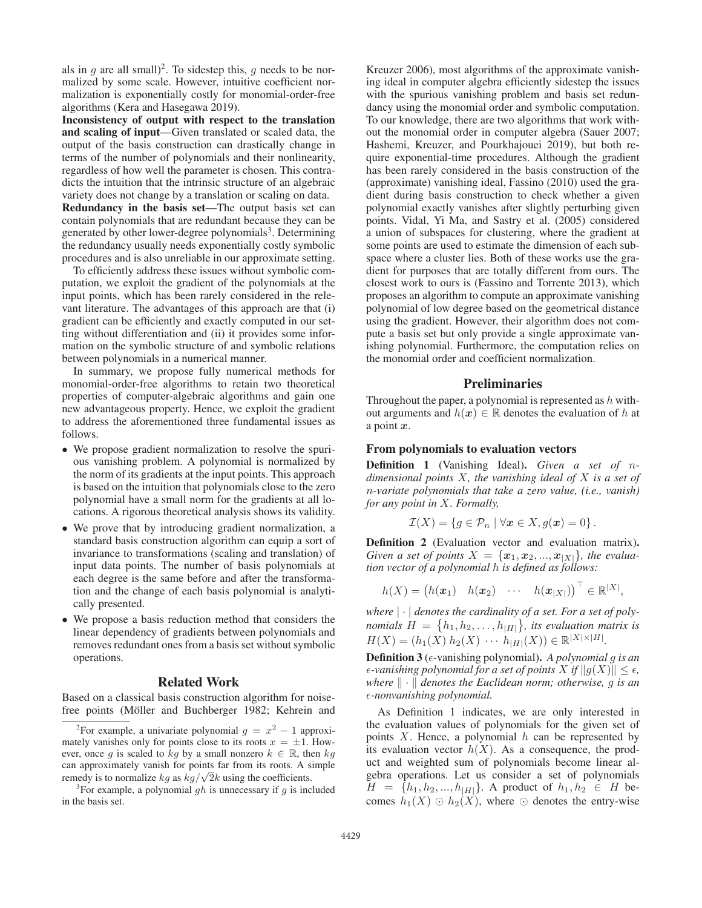als in $g$ are all small)[2]. To sidestep this, $g$ needs to be normalized by some scale. However, intuitive coefficient normalization is exponentially costly for monomial-order-free algorithms (Kera and Hasegawa 2019).

**Inconsistency of output with respect to the translation and scaling of input**—Given translated or scaled data, the output of the basis construction can drastically change in terms of the number of polynomials and their nonlinearity, regardless of how well the parameter is chosen. This contradicts the intuition that the intrinsic structure of an algebraic variety does not change by a translation or scaling on data.

**Redundancy in the basis set**—The output basis set can contain polynomials that are redundant because they can be generated by other lower-degree polynomials[3]. Determining the redundancy usually needs exponentially costly symbolic procedures and is also unreliable in our approximate setting.

To efficiently address these issues without symbolic computation, we exploit the gradient of the polynomials at the input points, which has been rarely considered in the relevant literature. The advantages of this approach are that (i) gradient can be efficiently and exactly computed in our setting without differentiation and (ii) it provides some information on the symbolic structure of and symbolic relations between polynomials in a numerical manner.

In summary, we propose fully numerical methods for monomial-order-free algorithms to retain two theoretical properties of computer-algebraic algorithms and gain one new advantageous property. Hence, we exploit the gradient to address the aforementioned three fundamental issues as follows.

- We propose gradient normalization to resolve the spurious vanishing problem. A polynomial is normalized by the norm of its gradients at the input points. This approach is based on the intuition that polynomials close to the zero polynomial have a small norm for the gradients at all locations. A rigorous theoretical analysis shows its validity.
- We prove that by introducing gradient normalization, a standard basis construction algorithm can equip a sort of invariance to transformations (scaling and translation) of input data points. The number of basis polynomials at each degree is the same before and after the transformation and the change of each basis polynomial is analytically presented.
- We propose a basis reduction method that considers the linear dependency of gradients between polynomials and removes redundant ones from a basis set without symbolic operations.

## Related Work

Based on a classical basis construction algorithm for noise-free points (Möller and Buchberger 1982; Kehrein and Kreuzer 2006), most algorithms of the approximate vanishing ideal in computer algebra efficiently sidestep the issues with the spurious vanishing problem and basis set redundancy using the monomial order and symbolic computation. To our knowledge, there are two algorithms that work without the monomial order in computer algebra (Sauer 2007; Hashemi, Kreuzer, and Pourkhajouei 2019), but both require exponential-time procedures. Although the gradient has been rarely considered in the basis construction of the (approximate) vanishing ideal, Fassino (2010) used the gradient during basis construction to check whether a given polynomial exactly vanishes after slightly perturbing given points. Vidal, Yi Ma, and Sastry et al. (2005) considered a union of subspaces for clustering, where the gradient at some points are used to estimate the dimension of each subspace where a cluster lies. Both of these works use the gradient for purposes that are totally different from ours. The closest work to ours is (Fassino and Torrente 2013), which proposes an algorithm to compute an approximate vanishing polynomial of low degree based on the geometrical distance using the gradient. However, their algorithm does not compute a basis set but only provide a single approximate vanishing polynomial. Furthermore, the computation relies on the monomial order and coefficient normalization.

## Preliminaries

Throughout the paper, a polynomial is represented as $h$ without arguments and $h(\boldsymbol{x}) \in \mathbb{R}$ denotes the evaluation of $h$ at a point $\boldsymbol{x}$.

### From polynomials to evaluation vectors

**Definition 1** (Vanishing Ideal)**.** *Given a set of $n$-dimensional points $X$, the vanishing ideal of $X$ is a set of $n$-variate polynomials that take a zero value, (i.e., vanish) for any point in $X$. Formally,*

$$\mathcal{I}(X) = \{g \in \mathcal{P}_n \mid \forall \boldsymbol{x} \in X, g(\boldsymbol{x}) = 0\}.$$

**Definition 2** (Evaluation vector and evaluation matrix)**.** *Given a set of points $X = \{\boldsymbol{x}_1, \boldsymbol{x}_2, ..., \boldsymbol{x}_{|X|}\}$, the evaluation vector of a polynomial $h$ is defined as follows:*

$$h(X) = \begin{pmatrix} h(\boldsymbol{x}_1) & h(\boldsymbol{x}_2) & \cdots & h(\boldsymbol{x}_{|X|}) \end{pmatrix}^\top \in \mathbb{R}^{|X|},$$

*where $|\cdot|$ denotes the cardinality of a set. For a set of polynomials $H = \{h_1, h_2, \ldots, h_{|H|}\}$, its evaluation matrix is $H(X) = (h_1(X)\ h_2(X)\ \cdots\ h_{|H|}(X)) \in \mathbb{R}^{|X|\times|H|}$.*

**Definition 3** ($\epsilon$-vanishing polynomial)**.** *A polynomial $g$ is an $\epsilon$-vanishing polynomial for a set of points $X$ if $\|g(X)\| \leq \epsilon$, where $\|\cdot\|$ denotes the Euclidean norm; otherwise, $g$ is an $\epsilon$-nonvanishing polynomial.*

As Definition 1 indicates, we are only interested in the evaluation values of polynomials for the given set of points $X$. Hence, a polynomial $h$ can be represented by its evaluation vector $h(X)$. As a consequence, the product and weighted sum of polynomials become linear algebra operations. Let us consider a set of polynomials $H = \{h_1, h_2, ..., h_{|H|}\}$. A product of $h_1, h_2 \in H$ becomes $h_1(X) \odot h_2(X)$, where $\odot$ denotes the entry-wise

[2] For example, a univariate polynomial $g = x^2 - 1$ approximately vanishes only for points close to its roots $x = \pm 1$. However, once $g$ is scaled to $kg$ by a small nonzero $k \in \mathbb{R}$, then $kg$ can approximately vanish for points far from its roots. A simple remedy is to normalize $kg$ as $kg/\sqrt{2}k$ using the coefficients.

[3] For example, a polynomial $gh$ is unnecessary if $g$ is included in the basis set.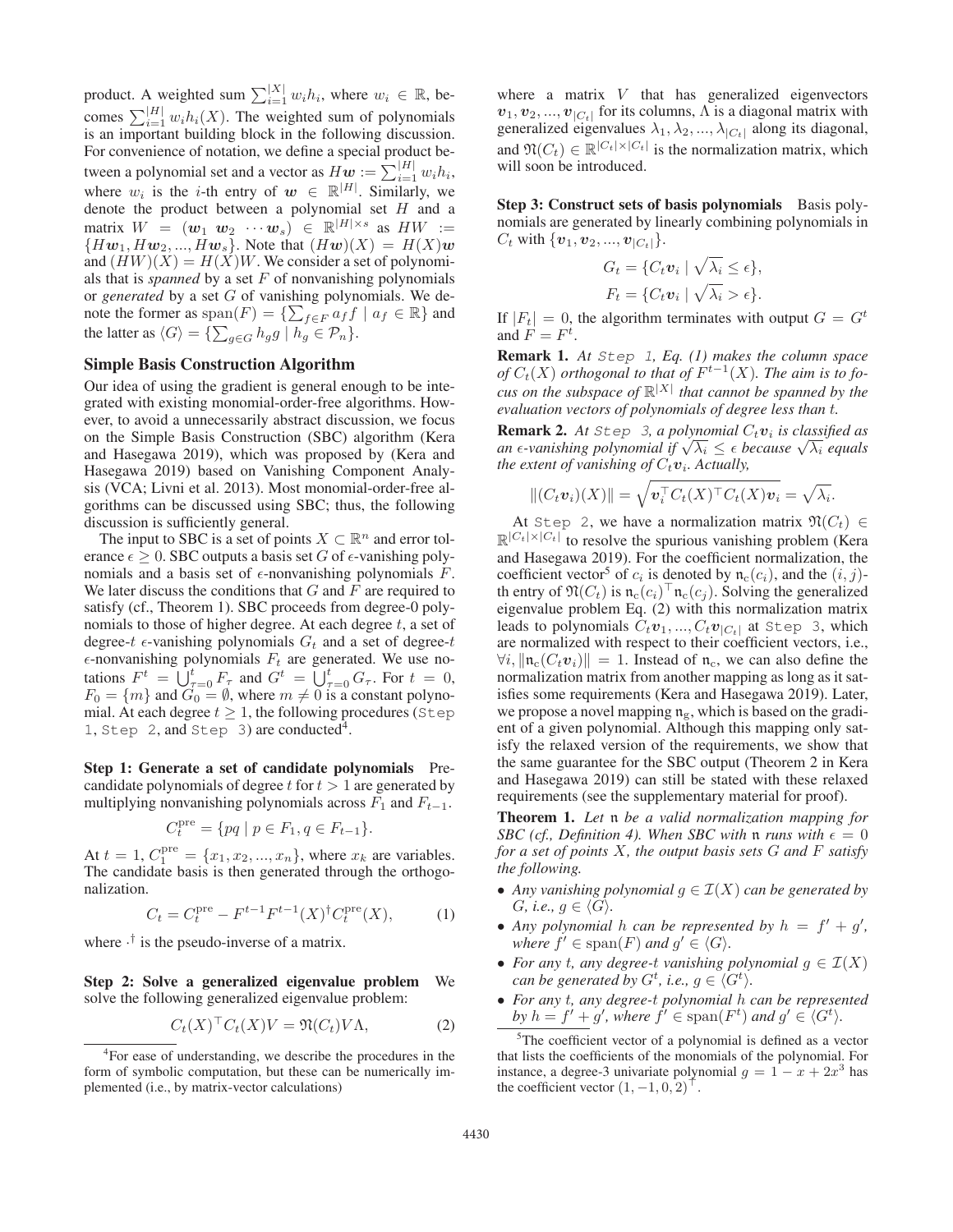product. A weighted sum $\sum_{i=1}^{|X|} w_i h_i$, where $w_i \in \mathbb{R}$, becomes $\sum_{i=1}^{|H|} w_i h_i(X)$. The weighted sum of polynomials is an important building block in the following discussion. For convenience of notation, we define a special product between a polynomial set and a vector as $H\boldsymbol{w} := \sum_{i=1}^{|H|} w_i h_i$, where $w_i$ is the $i$-th entry of $\boldsymbol{w} \in \mathbb{R}^{|H|}$. Similarly, we denote the product between a polynomial set $H$ and a matrix $W = (\boldsymbol{w}_1\ \boldsymbol{w}_2\ \cdots \boldsymbol{w}_s) \in \mathbb{R}^{|H| \times s}$ as $HW := \{H\boldsymbol{w}_1, H\boldsymbol{w}_2, ..., H\boldsymbol{w}_s\}$. Note that $(H\boldsymbol{w})(X) = H(X)\boldsymbol{w}$ and $(HW)(X) = H(X)W$. We consider a set of polynomials that is *spanned* by a set $F$ of nonvanishing polynomials or *generated* by a set $G$ of vanishing polynomials. We denote the former as $\mathrm{span}(F) = \{\sum_{f \in F} a_f f \mid a_f \in \mathbb{R}\}$ and the latter as $\langle G \rangle = \{\sum_{g \in G} h_g g \mid h_g \in \mathcal{P}_n\}$.

## Simple Basis Construction Algorithm

Our idea of using the gradient is general enough to be integrated with existing monomial-order-free algorithms. However, to avoid a unnecessarily abstract discussion, we focus on the Simple Basis Construction (SBC) algorithm (Kera and Hasegawa 2019), which was proposed by (Kera and Hasegawa 2019) based on Vanishing Component Analysis (VCA; Livni et al. 2013). Most monomial-order-free algorithms can be discussed using SBC; thus, the following discussion is sufficiently general.

The input to SBC is a set of points $X \subset \mathbb{R}^n$ and error tolerance $\epsilon \geq 0$. SBC outputs a basis set $G$ of $\epsilon$-vanishing polynomials and a basis set of $\epsilon$-nonvanishing polynomials $F$. We later discuss the conditions that $G$ and $F$ are required to satisfy (cf., Theorem 1). SBC proceeds from degree-0 polynomials to those of higher degree. At each degree $t$, a set of degree-$t$ $\epsilon$-vanishing polynomials $G_t$ and a set of degree-$t$ $\epsilon$-nonvanishing polynomials $F_t$ are generated. We use notations $F^t = \bigcup_{\tau=0}^{t} F_\tau$ and $G^t = \bigcup_{\tau=0}^{t} G_\tau$. For $t = 0$, $F_0 = \{m\}$ and $G_0 = \emptyset$, where $m \neq 0$ is a constant polynomial. At each degree $t \geq 1$, the following procedures (`Step 1`, `Step 2`, and `Step 3`) are conducted[4].

**Step 1: Generate a set of candidate polynomials** Pre-candidate polynomials of degree $t$ for $t > 1$ are generated by multiplying nonvanishing polynomials across $F_1$ and $F_{t-1}$.

$$C_t^{\mathrm{pre}} = \{pq \mid p \in F_1, q \in F_{t-1}\}.$$

At $t = 1$, $C_1^{\mathrm{pre}} = \{x_1, x_2, ..., x_n\}$, where $x_k$ are variables. The candidate basis is then generated through the orthogonalization.

$$C_t = C_t^{\mathrm{pre}} - F^{t-1}F^{t-1}(X)^{\dagger}C_t^{\mathrm{pre}}(X), \tag{1}$$

where $\cdot^{\dagger}$ is the pseudo-inverse of a matrix.

**Step 2: Solve a generalized eigenvalue problem** We solve the following generalized eigenvalue problem:

$$C_t(X)^{\top}C_t(X)V = \mathfrak{N}(C_t)V\Lambda, \tag{2}$$

where a matrix $V$ that has generalized eigenvectors $\boldsymbol{v}_1, \boldsymbol{v}_2, ..., \boldsymbol{v}_{|C_t|}$ for its columns, $\Lambda$ is a diagonal matrix with generalized eigenvalues $\lambda_1, \lambda_2, ..., \lambda_{|C_t|}$ along its diagonal, and $\mathfrak{N}(C_t) \in \mathbb{R}^{|C_t| \times |C_t|}$ is the normalization matrix, which will soon be introduced.

**Step 3: Construct sets of basis polynomials** Basis polynomials are generated by linearly combining polynomials in $C_t$ with $\{\boldsymbol{v}_1, \boldsymbol{v}_2, ..., \boldsymbol{v}_{|C_t|}\}$.

$$G_t = \{C_t\boldsymbol{v}_i \mid \sqrt{\lambda_i} \leq \epsilon\},$$
$$F_t = \{C_t\boldsymbol{v}_i \mid \sqrt{\lambda_i} > \epsilon\}.$$

If $|F_t| = 0$, the algorithm terminates with output $G = G^t$ and $F = F^t$.

**Remark 1.** *At* `Step 1`*, Eq. (1) makes the column space of $C_t(X)$ orthogonal to that of $F^{t-1}(X)$. The aim is to focus on the subspace of $\mathbb{R}^{|X|}$ that cannot be spanned by the evaluation vectors of polynomials of degree less than $t$.*

**Remark 2.** *At* `Step 3`*, a polynomial $C_t\boldsymbol{v}_i$ is classified as an $\epsilon$-vanishing polynomial if $\sqrt{\lambda_i} \leq \epsilon$ because $\sqrt{\lambda_i}$ equals the extent of vanishing of $C_t\boldsymbol{v}_i$. Actually,*

$$\|(C_t\boldsymbol{v}_i)(X)\| = \sqrt{\boldsymbol{v}_i^{\top}C_t(X)^{\top}C_t(X)\boldsymbol{v}_i} = \sqrt{\lambda_i}.$$

At `Step 2`, we have a normalization matrix $\mathfrak{N}(C_t) \in \mathbb{R}^{|C_t| \times |C_t|}$ to resolve the spurious vanishing problem (Kera and Hasegawa 2019). For the coefficient normalization, the coefficient vector[5] of $c_i$ is denoted by $\mathfrak{n}_{\mathrm{c}}(c_i)$, and the $(i, j)$-th entry of $\mathfrak{N}(C_t)$ is $\mathfrak{n}_{\mathrm{c}}(c_i)^{\top}\mathfrak{n}_{\mathrm{c}}(c_j)$. Solving the generalized eigenvalue problem Eq. (2) with this normalization matrix leads to polynomials $C_t\boldsymbol{v}_1, ..., C_t\boldsymbol{v}_{|C_t|}$ at `Step 3`, which are normalized with respect to their coefficient vectors, i.e., $\forall i, \|\mathfrak{n}_{\mathrm{c}}(C_t\boldsymbol{v}_i)\| = 1$. Instead of $\mathfrak{n}_{\mathrm{c}}$, we can also define the normalization matrix from another mapping as long as it satisfies some requirements (Kera and Hasegawa 2019). Later, we propose a novel mapping $\mathfrak{n}_{\mathrm{g}}$, which is based on the gradient of a given polynomial. Although this mapping only satisfy the relaxed version of the requirements, we show that the same guarantee for the SBC output (Theorem 2 in Kera and Hasegawa 2019) can still be stated with these relaxed requirements (see the supplementary material for proof).

**Theorem 1.** *Let $\mathfrak{n}$ be a valid normalization mapping for SBC (cf., Definition 4). When SBC with $\mathfrak{n}$ runs with $\epsilon = 0$ for a set of points $X$, the output basis sets $G$ and $F$ satisfy the following.*

- *Any vanishing polynomial $g \in \mathcal{I}(X)$ can be generated by $G$, i.e., $g \in \langle G \rangle$.*
- *Any polynomial $h$ can be represented by $h = f' + g'$, where $f' \in \mathrm{span}(F)$ and $g' \in \langle G \rangle$.*
- *For any $t$, any degree-$t$ vanishing polynomial $g \in \mathcal{I}(X)$ can be generated by $G^t$, i.e., $g \in \langle G^t \rangle$.*
- *For any $t$, any degree-$t$ polynomial $h$ can be represented by $h = f' + g'$, where $f' \in \mathrm{span}(F^t)$ and $g' \in \langle G^t \rangle$.*

[4] For ease of understanding, we describe the procedures in the form of symbolic computation, but these can be numerically implemented (i.e., by matrix-vector calculations)

[5] The coefficient vector of a polynomial is defined as a vector that lists the coefficients of the monomials of the polynomial. For instance, a degree-3 univariate polynomial $g = 1 - x + 2x^3$ has the coefficient vector $(1, -1, 0, 2)^{\top}$.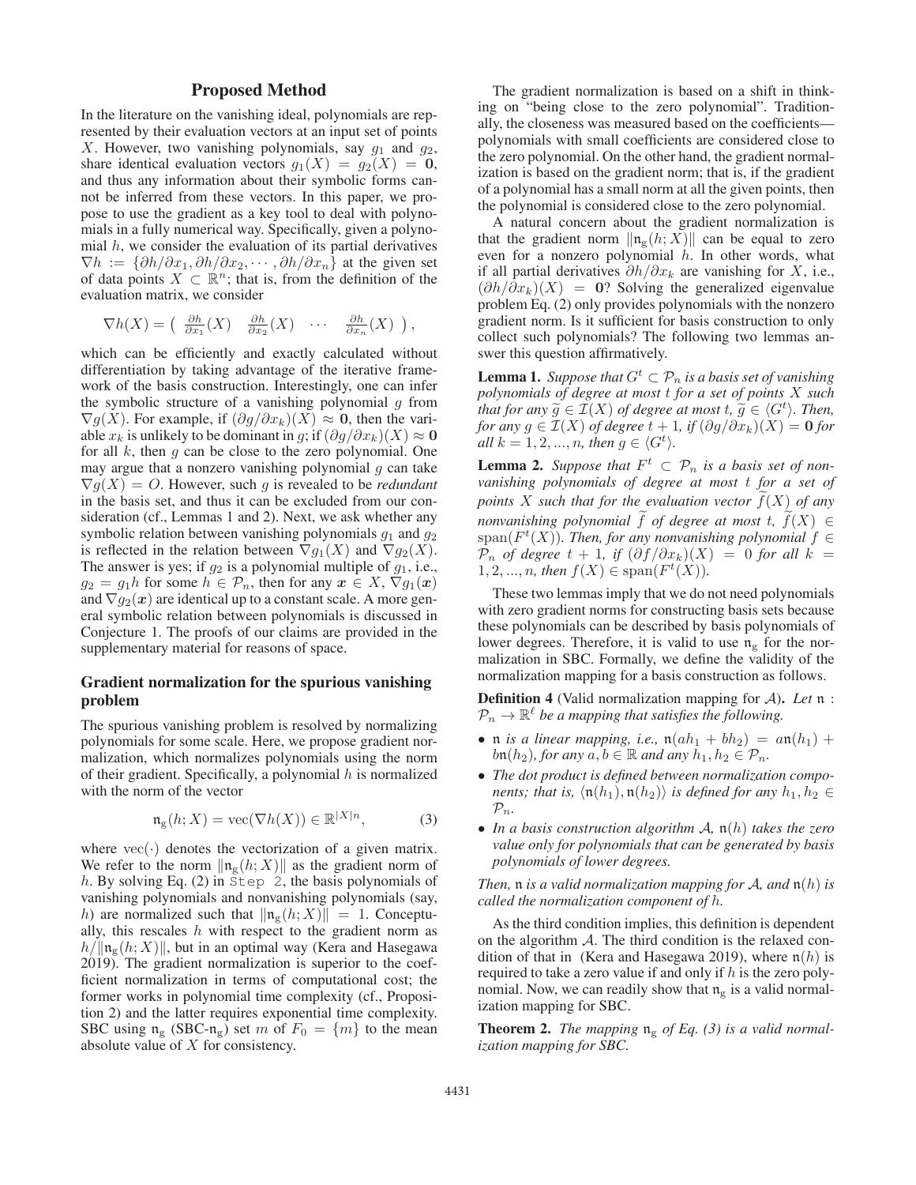## Proposed Method

In the literature on the vanishing ideal, polynomials are represented by their evaluation vectors at an input set of points $X$. However, two vanishing polynomials, say $g_1$ and $g_2$, share identical evaluation vectors $g_1(X) = g_2(X) = \mathbf{0}$, and thus any information about their symbolic forms cannot be inferred from these vectors. In this paper, we propose to use the gradient as a key tool to deal with polynomials in a fully numerical way. Specifically, given a polynomial $h$, we consider the evaluation of its partial derivatives $\nabla h := \{\partial h/\partial x_1, \partial h/\partial x_2, \cdots, \partial h/\partial x_n\}$ at the given set of data points $X \subset \mathbb{R}^n$; that is, from the definition of the evaluation matrix, we consider

$$\nabla h(X) = \begin{pmatrix} \frac{\partial h}{\partial x_1}(X) & \frac{\partial h}{\partial x_2}(X) & \cdots & \frac{\partial h}{\partial x_n}(X) \end{pmatrix},$$

which can be efficiently and exactly calculated without differentiation by taking advantage of the iterative framework of the basis construction. Interestingly, one can infer the symbolic structure of a vanishing polynomial $g$ from $\nabla g(X)$. For example, if $(\partial g/\partial x_k)(X) \approx \mathbf{0}$, then the variable $x_k$ is unlikely to be dominant in $g$; if $(\partial g/\partial x_k)(X) \approx \mathbf{0}$ for all $k$, then $g$ can be close to the zero polynomial. One may argue that a nonzero vanishing polynomial $g$ can take $\nabla g(X) = O$. However, such $g$ is revealed to be *redundant* in the basis set, and thus it can be excluded from our consideration (cf., Lemmas 1 and 2). Next, we ask whether any symbolic relation between vanishing polynomials $g_1$ and $g_2$ is reflected in the relation between $\nabla g_1(X)$ and $\nabla g_2(X)$. The answer is yes; if $g_2$ is a polynomial multiple of $g_1$, i.e., $g_2 = g_1 h$ for some $h \in \mathcal{P}_n$, then for any $\boldsymbol{x} \in X$, $\nabla g_1(\boldsymbol{x})$ and $\nabla g_2(\boldsymbol{x})$ are identical up to a constant scale. A more general symbolic relation between polynomials is discussed in Conjecture 1. The proofs of our claims are provided in the supplementary material for reasons of space.

### Gradient normalization for the spurious vanishing problem

The spurious vanishing problem is resolved by normalizing polynomials for some scale. Here, we propose gradient normalization, which normalizes polynomials using the norm of their gradient. Specifically, a polynomial $h$ is normalized with the norm of the vector

$$\mathfrak{n}_{\mathrm{g}}(h; X) = \mathrm{vec}(\nabla h(X)) \in \mathbb{R}^{|X|n}, \tag{3}$$

where $\mathrm{vec}(\cdot)$ denotes the vectorization of a given matrix. We refer to the norm $\|\mathfrak{n}_{\mathrm{g}}(h; X)\|$ as the gradient norm of $h$. By solving Eq. (2) in Step 2, the basis polynomials of vanishing polynomials and nonvanishing polynomials (say, $h$) are normalized such that $\|\mathfrak{n}_{\mathrm{g}}(h; X)\| = 1$. Conceptually, this rescales $h$ with respect to the gradient norm as $h/\|\mathfrak{n}_{\mathrm{g}}(h; X)\|$, but in an optimal way (Kera and Hasegawa 2019). The gradient normalization is superior to the coefficient normalization in terms of computational cost; the former works in polynomial time complexity (cf., Proposition 2) and the latter requires exponential time complexity. SBC using $\mathfrak{n}_{\mathrm{g}}$ (SBC-$\mathfrak{n}_{\mathrm{g}}$) set $m$ of $F_0 = \{m\}$ to the mean absolute value of $X$ for consistency.

The gradient normalization is based on a shift in thinking on "being close to the zero polynomial". Traditionally, the closeness was measured based on the coefficients—polynomials with small coefficients are considered close to the zero polynomial. On the other hand, the gradient normalization is based on the gradient norm; that is, if the gradient of a polynomial has a small norm at all the given points, then the polynomial is considered close to the zero polynomial.

A natural concern about the gradient normalization is that the gradient norm $\|\mathfrak{n}_{\mathrm{g}}(h; X)\|$ can be equal to zero even for a nonzero polynomial $h$. In other words, what if all partial derivatives $\partial h/\partial x_k$ are vanishing for $X$, i.e., $(\partial h/\partial x_k)(X) = \mathbf{0}$? Solving the generalized eigenvalue problem Eq. (2) only provides polynomials with the nonzero gradient norm. Is it sufficient for basis construction to only collect such polynomials? The following two lemmas answer this question affirmatively.

**Lemma 1.** *Suppose that $G^t \subset \mathcal{P}_n$ is a basis set of vanishing polynomials of degree at most $t$ for a set of points $X$ such that for any $\widetilde{g} \in \mathcal{I}(X)$ of degree at most $t$, $\widetilde{g} \in \langle G^t \rangle$. Then, for any $g \in \mathcal{I}(X)$ of degree $t+1$, if $(\partial g/\partial x_k)(X) = \mathbf{0}$ for all $k = 1, 2, ..., n$, then $g \in \langle G^t \rangle$.*

**Lemma 2.** *Suppose that $F^t \subset \mathcal{P}_n$ is a basis set of nonvanishing polynomials of degree at most $t$ for a set of points $X$ such that for the evaluation vector $\widetilde{f}(X)$ of any nonvanishing polynomial $\widetilde{f}$ of degree at most $t$, $\widetilde{f}(X) \in \mathrm{span}(F^t(X))$. Then, for any nonvanishing polynomial $f \in \mathcal{P}_n$ of degree $t+1$, if $(\partial f/\partial x_k)(X) = 0$ for all $k = 1, 2, ..., n$, then $f(X) \in \mathrm{span}(F^t(X))$.*

These two lemmas imply that we do not need polynomials with zero gradient norms for constructing basis sets because these polynomials can be described by basis polynomials of lower degrees. Therefore, it is valid to use $\mathfrak{n}_{\mathrm{g}}$ for the normalization in SBC. Formally, we define the validity of the normalization mapping for a basis construction as follows.

**Definition 4** (Valid normalization mapping for $\mathcal{A}$)**.** *Let $\mathfrak{n} : \mathcal{P}_n \to \mathbb{R}^\ell$ be a mapping that satisfies the following.*

- *$\mathfrak{n}$ is a linear mapping, i.e., $\mathfrak{n}(ah_1 + bh_2) = a\mathfrak{n}(h_1) + b\mathfrak{n}(h_2)$, for any $a, b \in \mathbb{R}$ and any $h_1, h_2 \in \mathcal{P}_n$.*
- *The dot product is defined between normalization components; that is, $\langle \mathfrak{n}(h_1), \mathfrak{n}(h_2) \rangle$ is defined for any $h_1, h_2 \in \mathcal{P}_n$.*
- *In a basis construction algorithm $\mathcal{A}$, $\mathfrak{n}(h)$ takes the zero value only for polynomials that can be generated by basis polynomials of lower degrees.*

*Then, $\mathfrak{n}$ is a valid normalization mapping for $\mathcal{A}$, and $\mathfrak{n}(h)$ is called the normalization component of $h$.*

As the third condition implies, this definition is dependent on the algorithm $\mathcal{A}$. The third condition is the relaxed condition of that in (Kera and Hasegawa 2019), where $\mathfrak{n}(h)$ is required to take a zero value if and only if $h$ is the zero polynomial. Now, we can readily show that $\mathfrak{n}_{\mathrm{g}}$ is a valid normalization mapping for SBC.

**Theorem 2.** *The mapping $\mathfrak{n}_{\mathrm{g}}$ of Eq. (3) is a valid normalization mapping for SBC.*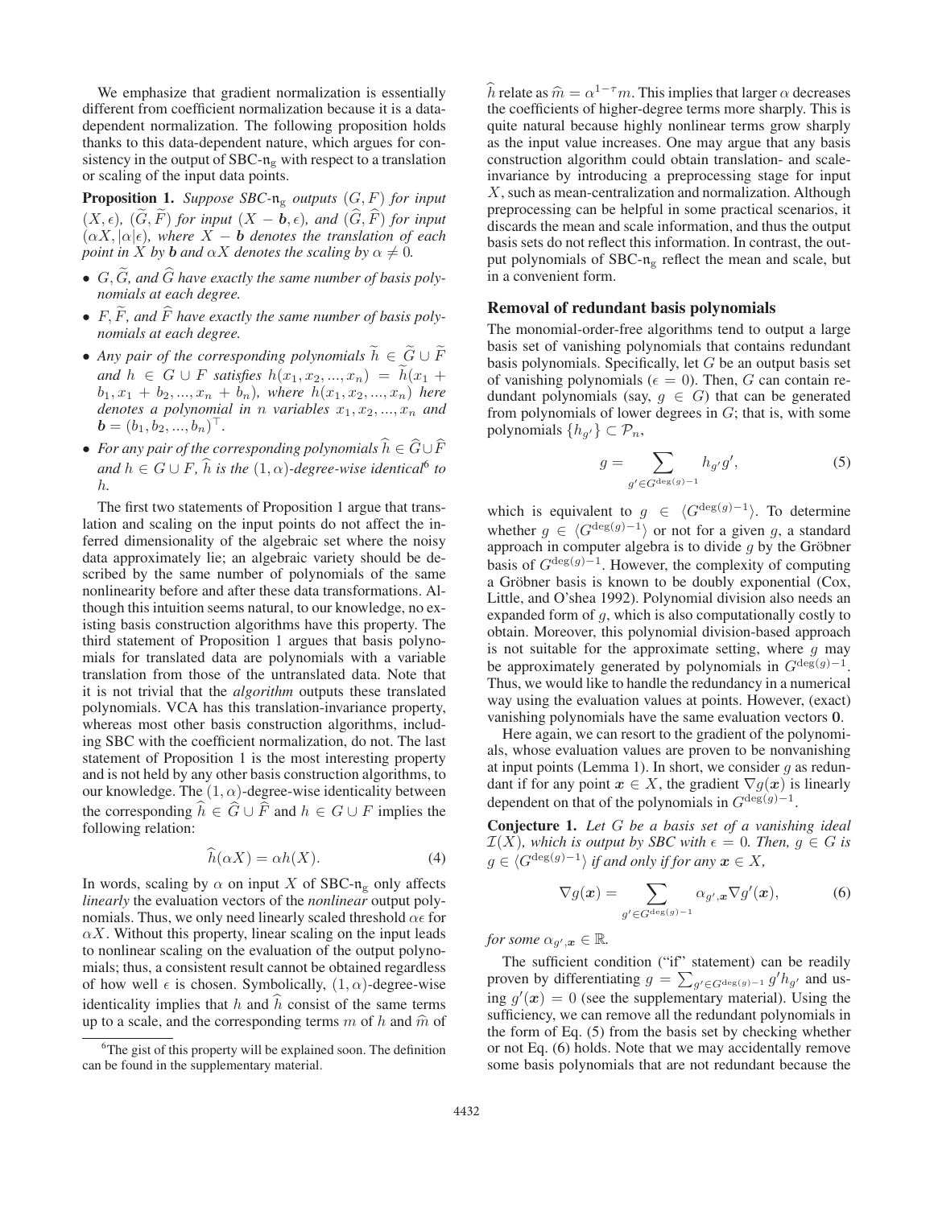We emphasize that gradient normalization is essentially different from coefficient normalization because it is a data-dependent normalization. The following proposition holds thanks to this data-dependent nature, which argues for consistency in the output of SBC-$\mathfrak{n}_{\mathrm{g}}$ with respect to a translation or scaling of the input data points.

**Proposition 1.** *Suppose SBC-$\mathfrak{n}_{\mathrm{g}}$ outputs $(G, F)$ for input $(X, \epsilon)$, $(\widetilde{G}, \widetilde{F})$ for input $(X - \boldsymbol{b}, \epsilon)$, and $(\widehat{G}, \widehat{F})$ for input $(\alpha X, |\alpha|\epsilon)$, where $X - \boldsymbol{b}$ denotes the translation of each point in $X$ by $\boldsymbol{b}$ and $\alpha X$ denotes the scaling by $\alpha \neq 0$.*

- *$G, \widetilde{G}$, and $\widehat{G}$ have exactly the same number of basis polynomials at each degree.*
- *$F, \widetilde{F}$, and $\widehat{F}$ have exactly the same number of basis polynomials at each degree.*
- *Any pair of the corresponding polynomials $\widetilde{h} \in \widetilde{G} \cup \widetilde{F}$ and $h \in G \cup F$ satisfies $h(x_1, x_2, ..., x_n) = \widetilde{h}(x_1 + b_1, x_1 + b_2, ..., x_n + b_n)$, where $h(x_1, x_2, ..., x_n)$ here denotes a polynomial in $n$ variables $x_1, x_2, ..., x_n$ and $\boldsymbol{b} = (b_1, b_2, ..., b_n)^\top$.*
- *For any pair of the corresponding polynomials $\widehat{h} \in \widehat{G} \cup \widehat{F}$ and $h \in G \cup F$, $\widehat{h}$ is the $(1, \alpha)$-degree-wise identical[6] to $h$.*

The first two statements of Proposition 1 argue that translation and scaling on the input points do not affect the inferred dimensionality of the algebraic set where the noisy data approximately lie; an algebraic variety should be described by the same number of polynomials of the same nonlinearity before and after these data transformations. Although this intuition seems natural, to our knowledge, no existing basis construction algorithms have this property. The third statement of Proposition 1 argues that basis polynomials for translated data are polynomials with a variable translation from those of the untranslated data. Note that it is not trivial that the *algorithm* outputs these translated polynomials. VCA has this translation-invariance property, whereas most other basis construction algorithms, including SBC with the coefficient normalization, do not. The last statement of Proposition 1 is the most interesting property and is not held by any other basis construction algorithms, to our knowledge. The $(1, \alpha)$-degree-wise identicality between the corresponding $\widehat{h} \in \widehat{G} \cup \widehat{F}$ and $h \in G \cup F$ implies the following relation:

$$\widehat{h}(\alpha X) = \alpha h(X). \tag{4}$$

In words, scaling by $\alpha$ on input $X$ of SBC-$\mathfrak{n}_{\mathrm{g}}$ only affects *linearly* the evaluation vectors of the *nonlinear* output polynomials. Thus, we only need linearly scaled threshold $\alpha\epsilon$ for $\alpha X$. Without this property, linear scaling on the input leads to nonlinear scaling on the evaluation of the output polynomials; thus, a consistent result cannot be obtained regardless of how well $\epsilon$ is chosen. Symbolically, $(1, \alpha)$-degree-wise identicality implies that $h$ and $\widehat{h}$ consist of the same terms up to a scale, and the corresponding terms $m$ of $h$ and $\widehat{m}$ of $\widehat{h}$ relate as $\widehat{m} = \alpha^{1-\tau} m$. This implies that larger $\alpha$ decreases the coefficients of higher-degree terms more sharply. This is quite natural because highly nonlinear terms grow sharply as the input value increases. One may argue that any basis construction algorithm could obtain translation- and scale-invariance by introducing a preprocessing stage for input $X$, such as mean-centralization and normalization. Although preprocessing can be helpful in some practical scenarios, it discards the mean and scale information, and thus the output basis sets do not reflect this information. In contrast, the output polynomials of SBC-$\mathfrak{n}_{\mathrm{g}}$ reflect the mean and scale, but in a convenient form.

[6] The gist of this property will be explained soon. The definition can be found in the supplementary material.

### Removal of redundant basis polynomials

The monomial-order-free algorithms tend to output a large basis set of vanishing polynomials that contains redundant basis polynomials. Specifically, let $G$ be an output basis set of vanishing polynomials ($\epsilon = 0$). Then, $G$ can contain redundant polynomials (say, $g \in G$) that can be generated from polynomials of lower degrees in $G$; that is, with some polynomials $\{h_{g'}\} \subset \mathcal{P}_n$,

$$g = \sum_{g' \in G^{\deg(g)-1}} h_{g'} g', \tag{5}$$

which is equivalent to $g \in \langle G^{\deg(g)-1} \rangle$. To determine whether $g \in \langle G^{\deg(g)-1} \rangle$ or not for a given $g$, a standard approach in computer algebra is to divide $g$ by the Gröbner basis of $G^{\deg(g)-1}$. However, the complexity of computing a Gröbner basis is known to be doubly exponential (Cox, Little, and O'shea 1992). Polynomial division also needs an expanded form of $g$, which is also computationally costly to obtain. Moreover, this polynomial division-based approach is not suitable for the approximate setting, where $g$ may be approximately generated by polynomials in $G^{\deg(g)-1}$. Thus, we would like to handle the redundancy in a numerical way using the evaluation values at points. However, (exact) vanishing polynomials have the same evaluation vectors $\mathbf{0}$.

Here again, we can resort to the gradient of the polynomials, whose evaluation values are proven to be nonvanishing at input points (Lemma 1). In short, we consider $g$ as redundant if for any point $\boldsymbol{x} \in X$, the gradient $\nabla g(\boldsymbol{x})$ is linearly dependent on that of the polynomials in $G^{\deg(g)-1}$.

**Conjecture 1.** *Let $G$ be a basis set of a vanishing ideal $\mathcal{I}(X)$, which is output by SBC with $\epsilon = 0$. Then, $g \in G$ is $g \in \langle G^{\deg(g)-1} \rangle$ if and only if for any $\boldsymbol{x} \in X$,*

$$\nabla g(\boldsymbol{x}) = \sum_{g' \in G^{\deg(g)-1}} \alpha_{g',\boldsymbol{x}} \nabla g'(\boldsymbol{x}), \tag{6}$$

*for some $\alpha_{g',\boldsymbol{x}} \in \mathbb{R}$.*

The sufficient condition ("if" statement) can be readily proven by differentiating $g = \sum_{g' \in G^{\deg(g)-1}} g' h_{g'}$ and using $g'(\boldsymbol{x}) = 0$ (see the supplementary material). Using the sufficiency, we can remove all the redundant polynomials in the form of Eq. (5) from the basis set by checking whether or not Eq. (6) holds. Note that we may accidentally remove some basis polynomials that are not redundant because the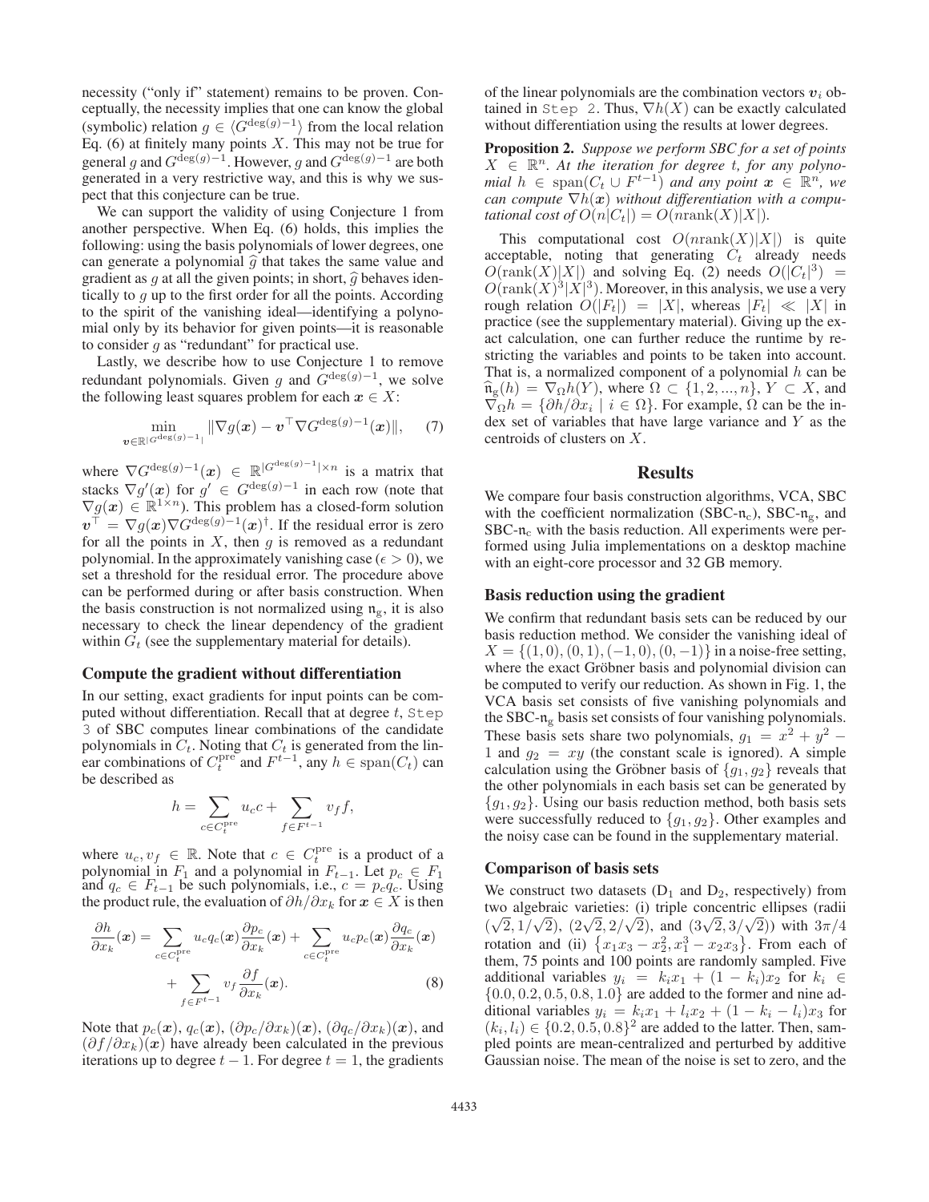necessity ("only if" statement) remains to be proven. Conceptually, the necessity implies that one can know the global (symbolic) relation $g \in \langle G^{\deg(g)-1} \rangle$ from the local relation Eq. (6) at finitely many points $X$. This may not be true for general $g$ and $G^{\deg(g)-1}$. However, $g$ and $G^{\deg(g)-1}$ are both generated in a very restrictive way, and this is why we suspect that this conjecture can be true.

We can support the validity of using Conjecture 1 from another perspective. When Eq. (6) holds, this implies the following: using the basis polynomials of lower degrees, one can generate a polynomial $\widehat{g}$ that takes the same value and gradient as $g$ at all the given points; in short, $\widehat{g}$ behaves identically to $g$ up to the first order for all the points. According to the spirit of the vanishing ideal—identifying a polynomial only by its behavior for given points—it is reasonable to consider $g$ as "redundant" for practical use.

Lastly, we describe how to use Conjecture 1 to remove redundant polynomials. Given $g$ and $G^{\deg(g)-1}$, we solve the following least squares problem for each $\boldsymbol{x} \in X$:

$$\min_{\boldsymbol{v} \in \mathbb{R}^{|G^{\deg(g)-1}|}} \|\nabla g(\boldsymbol{x}) - \boldsymbol{v}^\top \nabla G^{\deg(g)-1}(\boldsymbol{x})\|, \quad (7)$$

where $\nabla G^{\deg(g)-1}(\boldsymbol{x}) \in \mathbb{R}^{|G^{\deg(g)-1}| \times n}$ is a matrix that stacks $\nabla g'(\boldsymbol{x})$ for $g' \in G^{\deg(g)-1}$ in each row (note that $\nabla g(\boldsymbol{x}) \in \mathbb{R}^{1 \times n}$). This problem has a closed-form solution $\boldsymbol{v}^\top = \nabla g(\boldsymbol{x}) \nabla G^{\deg(g)-1}(\boldsymbol{x})^\dagger$. If the residual error is zero for all the points in $X$, then $g$ is removed as a redundant polynomial. In the approximately vanishing case ($\epsilon > 0$), we set a threshold for the residual error. The procedure above can be performed during or after basis construction. When the basis construction is not normalized using $\mathfrak{n}_{\mathrm{g}}$, it is also necessary to check the linear dependency of the gradient within $G_t$ (see the supplementary material for details).

### Compute the gradient without differentiation

In our setting, exact gradients for input points can be computed without differentiation. Recall that at degree $t$, `Step 3` of SBC computes linear combinations of the candidate polynomials in $C_t$. Noting that $C_t$ is generated from the linear combinations of $C_t^{\mathrm{pre}}$ and $F^{t-1}$, any $h \in \mathrm{span}(C_t)$ can be described as

$$h = \sum_{c \in C_t^{\mathrm{pre}}} u_c c + \sum_{f \in F^{t-1}} v_f f,$$

where $u_c, v_f \in \mathbb{R}$. Note that $c \in C_t^{\mathrm{pre}}$ is a product of a polynomial in $F_1$ and a polynomial in $F_{t-1}$. Let $p_c \in F_1$ and $q_c \in F_{t-1}$ be such polynomials, i.e., $c = p_c q_c$. Using the product rule, the evaluation of $\partial h / \partial x_k$ for $\boldsymbol{x} \in X$ is then

$$\frac{\partial h}{\partial x_k}(\boldsymbol{x}) = \sum_{c \in C_t^{\mathrm{pre}}} u_c q_c(\boldsymbol{x}) \frac{\partial p_c}{\partial x_k}(\boldsymbol{x}) + \sum_{c \in C_t^{\mathrm{pre}}} u_c p_c(\boldsymbol{x}) \frac{\partial q_c}{\partial x_k}(\boldsymbol{x}) + \sum_{f \in F^{t-1}} v_f \frac{\partial f}{\partial x_k}(\boldsymbol{x}). \quad (8)$$

Note that $p_c(\boldsymbol{x})$, $q_c(\boldsymbol{x})$, $(\partial p_c / \partial x_k)(\boldsymbol{x})$, $(\partial q_c / \partial x_k)(\boldsymbol{x})$, and $(\partial f / \partial x_k)(\boldsymbol{x})$ have already been calculated in the previous iterations up to degree $t-1$. For degree $t = 1$, the gradients of the linear polynomials are the combination vectors $\boldsymbol{v}_i$ obtained in `Step 2`. Thus, $\nabla h(X)$ can be exactly calculated without differentiation using the results at lower degrees.

**Proposition 2.** *Suppose we perform SBC for a set of points $X \in \mathbb{R}^n$. At the iteration for degree $t$, for any polynomial $h \in \mathrm{span}(C_t \cup F^{t-1})$ and any point $\boldsymbol{x} \in \mathbb{R}^n$, we can compute $\nabla h(\boldsymbol{x})$ without differentiation with a computational cost of $O(n|C_t|) = O(n \mathrm{rank}(X)|X|)$.*

This computational cost $O(n\mathrm{rank}(X)|X|)$ is quite acceptable, noting that generating $C_t$ already needs $O(\mathrm{rank}(X)|X|)$ and solving Eq. (2) needs $O(|C_t|^3) = O(\mathrm{rank}(X)^3|X|^3)$. Moreover, in this analysis, we use a very rough relation $O(|F_t|) = |X|$, whereas $|F_t| \ll |X|$ in practice (see the supplementary material). Giving up the exact calculation, one can further reduce the runtime by restricting the variables and points to be taken into account. That is, a normalized component of a polynomial $h$ can be $\widehat{\mathfrak{n}}_{\mathrm{g}}(h) = \nabla_\Omega h(Y)$, where $\Omega \subset \{1, 2, ..., n\}$, $Y \subset X$, and $\nabla_\Omega h = \{\partial h / \partial x_i \mid i \in \Omega\}$. For example, $\Omega$ can be the index set of variables that have large variance and $Y$ as the centroids of clusters on $X$.

## Results

We compare four basis construction algorithms, VCA, SBC with the coefficient normalization (SBC-$\mathfrak{n}_{\mathrm{c}}$), SBC-$\mathfrak{n}_{\mathrm{g}}$, and SBC-$\mathfrak{n}_{\mathrm{c}}$ with the basis reduction. All experiments were performed using Julia implementations on a desktop machine with an eight-core processor and 32 GB memory.

### Basis reduction using the gradient

We confirm that redundant basis sets can be reduced by our basis reduction method. We consider the vanishing ideal of $X = \{(1,0), (0,1), (-1,0), (0,-1)\}$ in a noise-free setting, where the exact Gröbner basis and polynomial division can be computed to verify our reduction. As shown in Fig. 1, the VCA basis set consists of five vanishing polynomials and the SBC-$\mathfrak{n}_{\mathrm{g}}$ basis set consists of four vanishing polynomials. These basis sets share two polynomials, $g_1 = x^2 + y^2 - 1$ and $g_2 = xy$ (the constant scale is ignored). A simple calculation using the Gröbner basis of $\{g_1, g_2\}$ reveals that the other polynomials in each basis set can be generated by $\{g_1, g_2\}$. Using our basis reduction method, both basis sets were successfully reduced to $\{g_1, g_2\}$. Other examples and the noisy case can be found in the supplementary material.

### Comparison of basis sets

We construct two datasets ($\mathrm{D}_1$ and $\mathrm{D}_2$, respectively) from two algebraic varieties: (i) triple concentric ellipses (radii $(\sqrt{2}, 1/\sqrt{2})$, $(2\sqrt{2}, 2/\sqrt{2})$, and $(3\sqrt{2}, 3/\sqrt{2})$) with $3\pi/4$ rotation and (ii) $\{x_1 x_3 - x_2^2, x_1^3 - x_2 x_3\}$. From each of them, 75 points and 100 points are randomly sampled. Five additional variables $y_i = k_i x_1 + (1 - k_i) x_2$ for $k_i \in \{0.0, 0.2, 0.5, 0.8, 1.0\}$ are added to the former and nine additional variables $y_i = k_i x_1 + l_i x_2 + (1 - k_i - l_i) x_3$ for $(k_i, l_i) \in \{0.2, 0.5, 0.8\}^2$ are added to the latter. Then, sampled points are mean-centralized and perturbed by additive Gaussian noise. The mean of the noise is set to zero, and the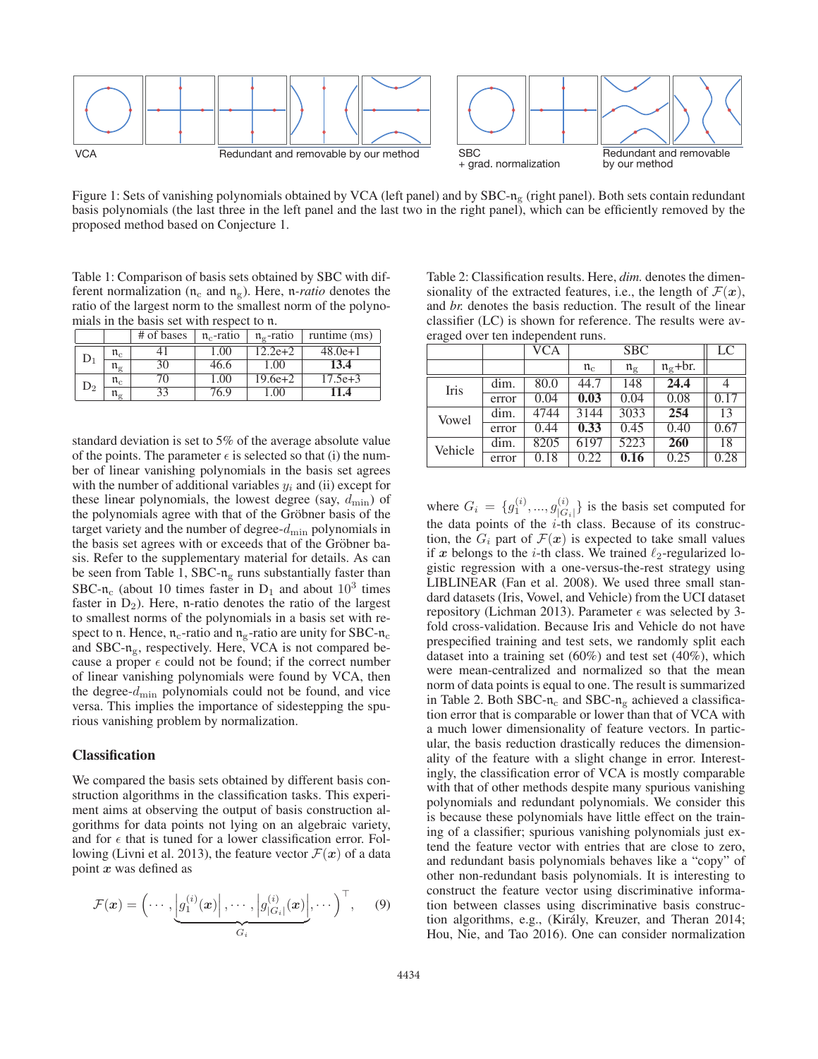VCA

Redundant and removable by our method

SBC + grad. normalization

Redundant and removable by our method

Figure 1: Sets of vanishing polynomials obtained by VCA (left panel) and by SBC-$\mathfrak{n}_\mathrm{g}$ (right panel). Both sets contain redundant basis polynomials (the last three in the left panel and the last two in the right panel), which can be efficiently removed by the proposed method based on Conjecture 1.

Table 1: Comparison of basis sets obtained by SBC with different normalization ($\mathfrak{n}_\mathrm{c}$ and $\mathfrak{n}_\mathrm{g}$). Here, $\mathfrak{n}$*-ratio* denotes the ratio of the largest norm to the smallest norm of the polynomials in the basis set with respect to $\mathfrak{n}$.

| | | # of bases | $\mathfrak{n}_\mathrm{c}$-ratio | $\mathfrak{n}_\mathrm{g}$-ratio | runtime (ms) |
|---|---|---|---|---|---|
| $D_1$ | $\mathfrak{n}_\mathrm{c}$ | 41 | 1.00 | 12.2e+2 | 48.0e+1 |
| | $\mathfrak{n}_\mathrm{g}$ | 30 | 46.6 | 1.00 | **13.4** |
| $D_2$ | $\mathfrak{n}_\mathrm{c}$ | 70 | 1.00 | 19.6e+2 | 17.5e+3 |
| | $\mathfrak{n}_\mathrm{g}$ | 33 | 76.9 | 1.00 | **11.4** |

standard deviation is set to 5% of the average absolute value of the points. The parameter $\epsilon$ is selected so that (i) the number of linear vanishing polynomials in the basis set agrees with the number of additional variables $y_i$ and (ii) except for these linear polynomials, the lowest degree (say, $d_{\min}$) of the polynomials agree with that of the Gröbner basis of the target variety and the number of degree-$d_{\min}$ polynomials in the basis set agrees with or exceeds that of the Gröbner basis. Refer to the supplementary material for details. As can be seen from Table 1, SBC-$\mathfrak{n}_\mathrm{g}$ runs substantially faster than SBC-$\mathfrak{n}_\mathrm{c}$ (about 10 times faster in $D_1$ and about $10^3$ times faster in $D_2$). Here, $\mathfrak{n}$-ratio denotes the ratio of the largest to smallest norms of the polynomials in a basis set with respect to $\mathfrak{n}$. Hence, $\mathfrak{n}_\mathrm{c}$-ratio and $\mathfrak{n}_\mathrm{g}$-ratio are unity for SBC-$\mathfrak{n}_\mathrm{c}$ and SBC-$\mathfrak{n}_\mathrm{g}$, respectively. Here, VCA is not compared because a proper $\epsilon$ could not be found; if the correct number of linear vanishing polynomials were found by VCA, then the degree-$d_{\min}$ polynomials could not be found, and vice versa. This implies the importance of sidestepping the spurious vanishing problem by normalization.

## Classification

We compared the basis sets obtained by different basis construction algorithms in the classification tasks. This experiment aims at observing the output of basis construction algorithms for data points not lying on an algebraic variety, and for $\epsilon$ that is tuned for a lower classification error. Following (Livni et al. 2013), the feature vector $\mathcal{F}(\boldsymbol{x})$ of a data point $\boldsymbol{x}$ was defined as

$$\mathcal{F}(\boldsymbol{x}) = \Big(\cdots, \underbrace{\left|g_1^{(i)}(\boldsymbol{x})\right|, \cdots, \left|g_{|G_i|}^{(i)}(\boldsymbol{x})\right|}_{G_i}, \cdots\Big)^\top, \qquad (9)$$

where $G_i = \{g_1^{(i)}, ..., g_{|G_i|}^{(i)}\}$ is the basis set computed for the data points of the $i$-th class. Because of its construction, the $G_i$ part of $\mathcal{F}(\boldsymbol{x})$ is expected to take small values if $\boldsymbol{x}$ belongs to the $i$-th class. We trained $\ell_2$-regularized logistic regression with a one-versus-the-rest strategy using LIBLINEAR (Fan et al. 2008). We used three small standard datasets (Iris, Vowel, and Vehicle) from the UCI dataset repository (Lichman 2013). Parameter $\epsilon$ was selected by 3-fold cross-validation. Because Iris and Vehicle do not have prespecified training and test sets, we randomly split each dataset into a training set (60%) and test set (40%), which were mean-centralized and normalized so that the mean norm of data points is equal to one. The result is summarized in Table 2. Both SBC-$\mathfrak{n}_\mathrm{c}$ and SBC-$\mathfrak{n}_\mathrm{g}$ achieved a classification error that is comparable or lower than that of VCA with a much lower dimensionality of feature vectors. In particular, the basis reduction drastically reduces the dimensionality of the feature with a slight change in error. Interestingly, the classification error of VCA is mostly comparable with that of other methods despite many spurious vanishing polynomials and redundant polynomials. We consider this is because these polynomials have little effect on the training of a classifier; spurious vanishing polynomials just extend the feature vector with entries that are close to zero, and redundant basis polynomials behaves like a "copy" of other non-redundant basis polynomials. It is interesting to construct the feature vector using discriminative information between classes using discriminative basis construction algorithms, e.g., (Király, Kreuzer, and Theran 2014; Hou, Nie, and Tao 2016). One can consider normalization

Table 2: Classification results. Here, *dim.* denotes the dimensionality of the extracted features, i.e., the length of $\mathcal{F}(\boldsymbol{x})$, and *br.* denotes the basis reduction. The result of the linear classifier (LC) is shown for reference. The results were averaged over ten independent runs.

| | | VCA | SBC | | | LC |
|---|---|---|---|---|---|---|
| | | | $\mathfrak{n}_\mathrm{c}$ | $\mathfrak{n}_\mathrm{g}$ | $\mathfrak{n}_\mathrm{g}$+br. | |
| Iris | dim. | 80.0 | 44.7 | 148 | **24.4** | 4 |
| | error | 0.04 | **0.03** | 0.04 | 0.08 | 0.17 |
| Vowel | dim. | 4744 | 3144 | 3033 | **254** | 13 |
| | error | 0.44 | **0.33** | 0.45 | 0.40 | 0.67 |
| Vehicle | dim. | 8205 | 6197 | 5223 | **260** | 18 |
| | error | 0.18 | 0.22 | **0.16** | 0.25 | 0.28 |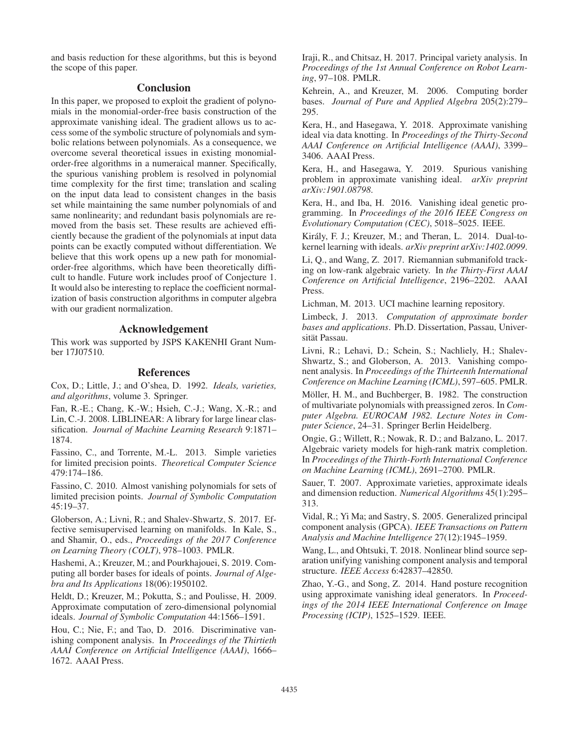and basis reduction for these algorithms, but this is beyond the scope of this paper.

## Conclusion

In this paper, we proposed to exploit the gradient of polynomials in the monomial-order-free basis construction of the approximate vanishing ideal. The gradient allows us to access some of the symbolic structure of polynomials and symbolic relations between polynomials. As a consequence, we overcome several theoretical issues in existing monomial-order-free algorithms in a numeraical manner. Specifically, the spurious vanishing problem is resolved in polynomial time complexity for the first time; translation and scaling on the input data lead to consistent changes in the basis set while maintaining the same number polynomials of and same nonlinearity; and redundant basis polynomials are removed from the basis set. These results are achieved efficiently because the gradient of the polynomials at input data points can be exactly computed without differentiation. We believe that this work opens up a new path for monomial-order-free algorithms, which have been theoretically difficult to handle. Future work includes proof of Conjecture 1. It would also be interesting to replace the coefficient normalization of basis construction algorithms in computer algebra with our gradient normalization.

## Acknowledgement

This work was supported by JSPS KAKENHI Grant Number 17J07510.

## References

Cox, D.; Little, J.; and O'shea, D. 1992. *Ideals, varieties, and algorithms*, volume 3. Springer.

Fan, R.-E.; Chang, K.-W.; Hsieh, C.-J.; Wang, X.-R.; and Lin, C.-J. 2008. LIBLINEAR: A library for large linear classification. *Journal of Machine Learning Research* 9:1871–1874.

Fassino, C., and Torrente, M.-L. 2013. Simple varieties for limited precision points. *Theoretical Computer Science* 479:174–186.

Fassino, C. 2010. Almost vanishing polynomials for sets of limited precision points. *Journal of Symbolic Computation* 45:19–37.

Globerson, A.; Livni, R.; and Shalev-Shwartz, S. 2017. Effective semisupervised learning on manifolds. In Kale, S., and Shamir, O., eds., *Proceedings of the 2017 Conference on Learning Theory (COLT)*, 978–1003. PMLR.

Hashemi, A.; Kreuzer, M.; and Pourkhajouei, S. 2019. Computing all border bases for ideals of points. *Journal of Algebra and Its Applications* 18(06):1950102.

Heldt, D.; Kreuzer, M.; Pokutta, S.; and Poulisse, H. 2009. Approximate computation of zero-dimensional polynomial ideals. *Journal of Symbolic Computation* 44:1566–1591.

Hou, C.; Nie, F.; and Tao, D. 2016. Discriminative vanishing component analysis. In *Proceedings of the Thirtieth AAAI Conference on Artificial Intelligence (AAAI)*, 1666–1672. AAAI Press.

Iraji, R., and Chitsaz, H. 2017. Principal variety analysis. In *Proceedings of the 1st Annual Conference on Robot Learning*, 97–108. PMLR.

Kehrein, A., and Kreuzer, M. 2006. Computing border bases. *Journal of Pure and Applied Algebra* 205(2):279–295.

Kera, H., and Hasegawa, Y. 2018. Approximate vanishing ideal via data knotting. In *Proceedings of the Thirty-Second AAAI Conference on Artificial Intelligence (AAAI)*, 3399–3406. AAAI Press.

Kera, H., and Hasegawa, Y. 2019. Spurious vanishing problem in approximate vanishing ideal. *arXiv preprint arXiv:1901.08798*.

Kera, H., and Iba, H. 2016. Vanishing ideal genetic programming. In *Proceedings of the 2016 IEEE Congress on Evolutionary Computation (CEC)*, 5018–5025. IEEE.

Király, F. J.; Kreuzer, M.; and Theran, L. 2014. Dual-to-kernel learning with ideals. *arXiv preprint arXiv:1402.0099*.

Li, Q., and Wang, Z. 2017. Riemannian submanifold tracking on low-rank algebraic variety. In *the Thirty-First AAAI Conference on Artificial Intelligence*, 2196–2202. AAAI Press.

Lichman, M. 2013. UCI machine learning repository.

Limbeck, J. 2013. *Computation of approximate border bases and applications*. Ph.D. Dissertation, Passau, Universität Passau.

Livni, R.; Lehavi, D.; Schein, S.; Nachliely, H.; Shalev-Shwartz, S.; and Globerson, A. 2013. Vanishing component analysis. In *Proceedings of the Thirteenth International Conference on Machine Learning (ICML)*, 597–605. PMLR.

Möller, H. M., and Buchberger, B. 1982. The construction of multivariate polynomials with preassigned zeros. In *Computer Algebra. EUROCAM 1982. Lecture Notes in Computer Science*, 24–31. Springer Berlin Heidelberg.

Ongie, G.; Willett, R.; Nowak, R. D.; and Balzano, L. 2017. Algebraic variety models for high-rank matrix completion. In *Proceedings of the Thirth-Forth International Conference on Machine Learning (ICML)*, 2691–2700. PMLR.

Sauer, T. 2007. Approximate varieties, approximate ideals and dimension reduction. *Numerical Algorithms* 45(1):295–313.

Vidal, R.; Yi Ma; and Sastry, S. 2005. Generalized principal component analysis (GPCA). *IEEE Transactions on Pattern Analysis and Machine Intelligence* 27(12):1945–1959.

Wang, L., and Ohtsuki, T. 2018. Nonlinear blind source separation unifying vanishing component analysis and temporal structure. *IEEE Access* 6:42837–42850.

Zhao, Y.-G., and Song, Z. 2014. Hand posture recognition using approximate vanishing ideal generators. In *Proceedings of the 2014 IEEE International Conference on Image Processing (ICIP)*, 1525–1529. IEEE.